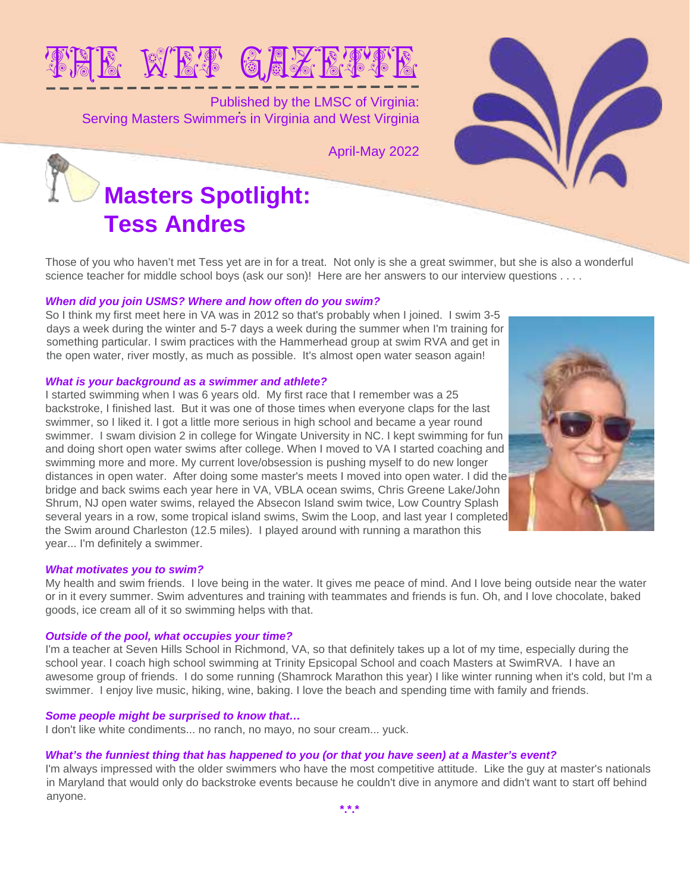# THE WET GAZETTE

Published by the LMSC of Virginia:
Serving Masters Swimmers in Virginia and West Virginia

April-May 2022

## Masters Spotlight: Tess Andres

Those of you who haven't met Tess yet are in for a treat. Not only is she a great swimmer, but she is also a wonderful science teacher for middle school boys (ask our son)! Here are her answers to our interview questions . . . .

***When did you join USMS? Where and how often do you swim?***

So I think my first meet here in VA was in 2012 so that's probably when I joined. I swim 3-5 days a week during the winter and 5-7 days a week during the summer when I'm training for something particular. I swim practices with the Hammerhead group at swim RVA and get in the open water, river mostly, as much as possible. It's almost open water season again!

***What is your background as a swimmer and athlete?***

I started swimming when I was 6 years old. My first race that I remember was a 25 backstroke, I finished last. But it was one of those times when everyone claps for the last swimmer, so I liked it. I got a little more serious in high school and became a year round swimmer. I swam division 2 in college for Wingate University in NC. I kept swimming for fun and doing short open water swims after college. When I moved to VA I started coaching and swimming more and more. My current love/obsession is pushing myself to do new longer distances in open water. After doing some master's meets I moved into open water. I did the bridge and back swims each year here in VA, VBLA ocean swims, Chris Greene Lake/John Shrum, NJ open water swims, relayed the Absecon Island swim twice, Low Country Splash several years in a row, some tropical island swims, Swim the Loop, and last year I completed the Swim around Charleston (12.5 miles). I played around with running a marathon this year... I'm definitely a swimmer.

***What motivates you to swim?***

My health and swim friends. I love being in the water. It gives me peace of mind. And I love being outside near the water or in it every summer. Swim adventures and training with teammates and friends is fun. Oh, and I love chocolate, baked goods, ice cream all of it so swimming helps with that.

***Outside of the pool, what occupies your time?***

I'm a teacher at Seven Hills School in Richmond, VA, so that definitely takes up a lot of my time, especially during the school year. I coach high school swimming at Trinity Epsicopal School and coach Masters at SwimRVA. I have an awesome group of friends. I do some running (Shamrock Marathon this year) I like winter running when it's cold, but I'm a swimmer. I enjoy live music, hiking, wine, baking. I love the beach and spending time with family and friends.

***Some people might be surprised to know that…***

I don't like white condiments... no ranch, no mayo, no sour cream... yuck.

***What's the funniest thing that has happened to you (or that you have seen) at a Master's event?***

I'm always impressed with the older swimmers who have the most competitive attitude. Like the guy at master's nationals in Maryland that would only do backstroke events because he couldn't dive in anymore and didn't want to start off behind anyone.

\*.\*.\*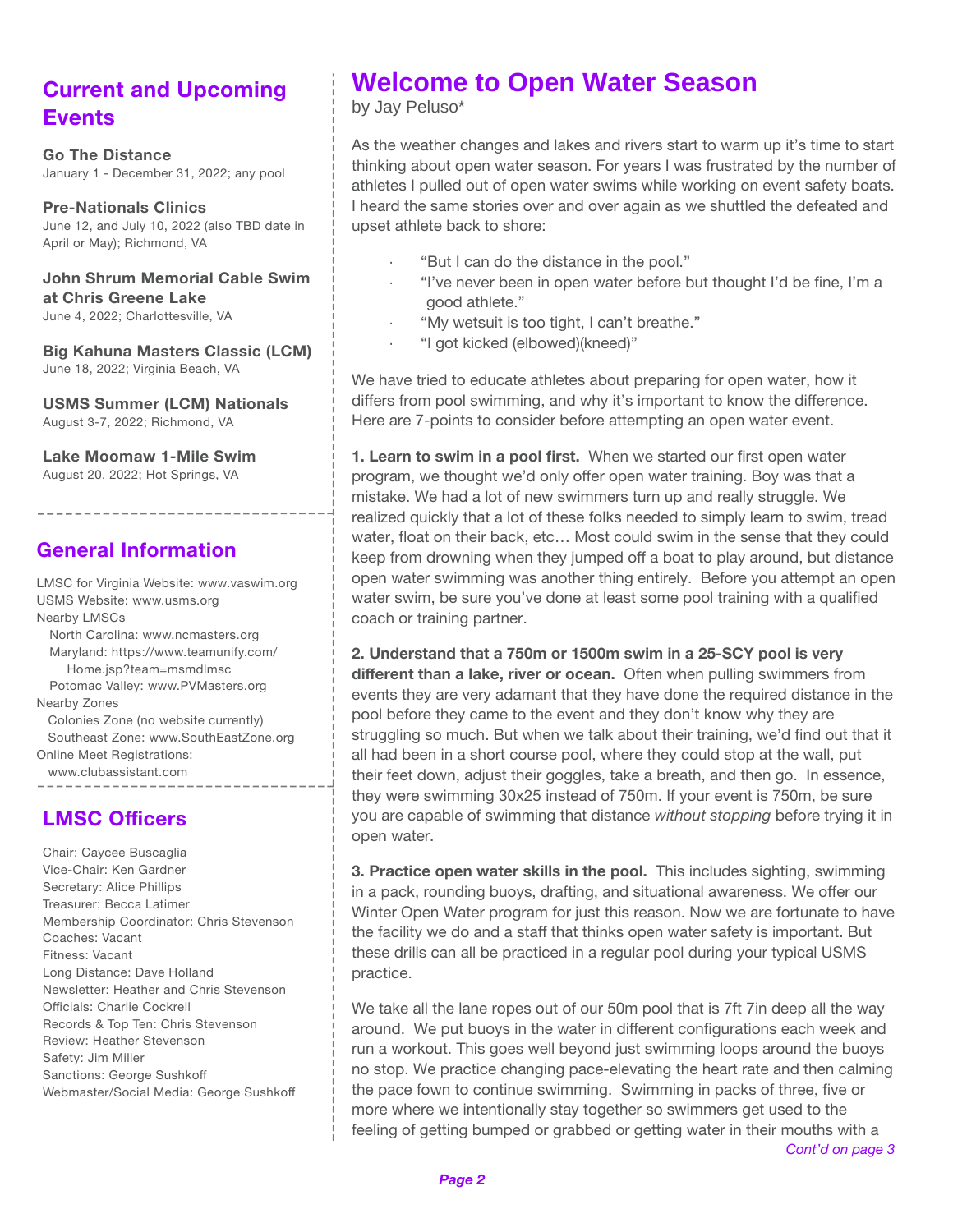## Current and Upcoming Events

**Go The Distance**
January 1 - December 31, 2022; any pool

**Pre-Nationals Clinics**
June 12, and July 10, 2022 (also TBD date in April or May); Richmond, VA

**John Shrum Memorial Cable Swim at Chris Greene Lake**
June 4, 2022; Charlottesville, VA

**Big Kahuna Masters Classic (LCM)**
June 18, 2022; Virginia Beach, VA

**USMS Summer (LCM) Nationals**
August 3-7, 2022; Richmond, VA

**Lake Moomaw 1-Mile Swim**
August 20, 2022; Hot Springs, VA

## General Information

LMSC for Virginia Website: www.vaswim.org
USMS Website: www.usms.org
Nearby LMSCs
North Carolina: www.ncmasters.org
Maryland: https://www.teamunify.com/Home.jsp?team=msmdlmsc
Potomac Valley: www.PVMasters.org
Nearby Zones
Colonies Zone (no website currently)
Southeast Zone: www.SouthEastZone.org
Online Meet Registrations:
www.clubassistant.com

## LMSC Officers

Chair: Caycee Buscaglia
Vice-Chair: Ken Gardner
Secretary: Alice Phillips
Treasurer: Becca Latimer
Membership Coordinator: Chris Stevenson
Coaches: Vacant
Fitness: Vacant
Long Distance: Dave Holland
Newsletter: Heather and Chris Stevenson
Officials: Charlie Cockrell
Records & Top Ten: Chris Stevenson
Review: Heather Stevenson
Safety: Jim Miller
Sanctions: George Sushkoff
Webmaster/Social Media: George Sushkoff

# Welcome to Open Water Season

by Jay Peluso*

As the weather changes and lakes and rivers start to warm up it's time to start thinking about open water season. For years I was frustrated by the number of athletes I pulled out of open water swims while working on event safety boats. I heard the same stories over and over again as we shuttled the defeated and upset athlete back to shore:

- "But I can do the distance in the pool."
- "I've never been in open water before but thought I'd be fine, I'm a good athlete."
- "My wetsuit is too tight, I can't breathe."
- "I got kicked (elbowed)(kneed)"

We have tried to educate athletes about preparing for open water, how it differs from pool swimming, and why it's important to know the difference. Here are 7-points to consider before attempting an open water event.

**1. Learn to swim in a pool first.** When we started our first open water program, we thought we'd only offer open water training. Boy was that a mistake. We had a lot of new swimmers turn up and really struggle. We realized quickly that a lot of these folks needed to simply learn to swim, tread water, float on their back, etc… Most could swim in the sense that they could keep from drowning when they jumped off a boat to play around, but distance open water swimming was another thing entirely. Before you attempt an open water swim, be sure you've done at least some pool training with a qualified coach or training partner.

**2. Understand that a 750m or 1500m swim in a 25-SCY pool is very different than a lake, river or ocean.** Often when pulling swimmers from events they are very adamant that they have done the required distance in the pool before they came to the event and they don't know why they are struggling so much. But when we talk about their training, we'd find out that it all had been in a short course pool, where they could stop at the wall, put their feet down, adjust their goggles, take a breath, and then go. In essence, they were swimming 30x25 instead of 750m. If your event is 750m, be sure you are capable of swimming that distance *without stopping* before trying it in open water.

**3. Practice open water skills in the pool.** This includes sighting, swimming in a pack, rounding buoys, drafting, and situational awareness. We offer our Winter Open Water program for just this reason. Now we are fortunate to have the facility we do and a staff that thinks open water safety is important. But these drills can all be practiced in a regular pool during your typical USMS practice.

We take all the lane ropes out of our 50m pool that is 7ft 7in deep all the way around. We put buoys in the water in different configurations each week and run a workout. This goes well beyond just swimming loops around the buoys no stop. We practice changing pace-elevating the heart rate and then calming the pace fown to continue swimming. Swimming in packs of three, five or more where we intentionally stay together so swimmers get used to the feeling of getting bumped or grabbed or getting water in their mouths with a

*Cont'd on page 3*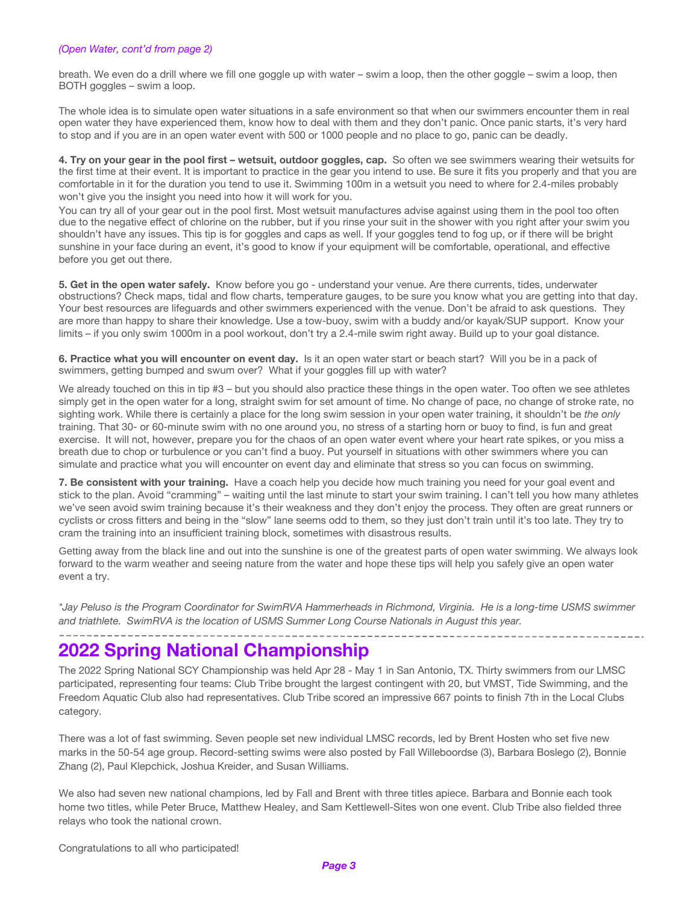*(Open Water, cont'd from page 2)*

breath. We even do a drill where we fill one goggle up with water – swim a loop, then the other goggle – swim a loop, then BOTH goggles – swim a loop.

The whole idea is to simulate open water situations in a safe environment so that when our swimmers encounter them in real open water they have experienced them, know how to deal with them and they don't panic. Once panic starts, it's very hard to stop and if you are in an open water event with 500 or 1000 people and no place to go, panic can be deadly.

**4. Try on your gear in the pool first – wetsuit, outdoor goggles, cap.** So often we see swimmers wearing their wetsuits for the first time at their event. It is important to practice in the gear you intend to use. Be sure it fits you properly and that you are comfortable in it for the duration you tend to use it. Swimming 100m in a wetsuit you need to where for 2.4-miles probably won't give you the insight you need into how it will work for you.

You can try all of your gear out in the pool first. Most wetsuit manufactures advise against using them in the pool too often due to the negative effect of chlorine on the rubber, but if you rinse your suit in the shower with you right after your swim you shouldn't have any issues. This tip is for goggles and caps as well. If your goggles tend to fog up, or if there will be bright sunshine in your face during an event, it's good to know if your equipment will be comfortable, operational, and effective before you get out there.

**5. Get in the open water safely.** Know before you go - understand your venue. Are there currents, tides, underwater obstructions? Check maps, tidal and flow charts, temperature gauges, to be sure you know what you are getting into that day. Your best resources are lifeguards and other swimmers experienced with the venue. Don't be afraid to ask questions. They are more than happy to share their knowledge. Use a tow-buoy, swim with a buddy and/or kayak/SUP support. Know your limits – if you only swim 1000m in a pool workout, don't try a 2.4-mile swim right away. Build up to your goal distance.

**6. Practice what you will encounter on event day.** Is it an open water start or beach start? Will you be in a pack of swimmers, getting bumped and swum over? What if your goggles fill up with water?

We already touched on this in tip #3 – but you should also practice these things in the open water. Too often we see athletes simply get in the open water for a long, straight swim for set amount of time. No change of pace, no change of stroke rate, no sighting work. While there is certainly a place for the long swim session in your open water training, it shouldn't be *the only* training. That 30- or 60-minute swim with no one around you, no stress of a starting horn or buoy to find, is fun and great exercise. It will not, however, prepare you for the chaos of an open water event where your heart rate spikes, or you miss a breath due to chop or turbulence or you can't find a buoy. Put yourself in situations with other swimmers where you can simulate and practice what you will encounter on event day and eliminate that stress so you can focus on swimming.

**7. Be consistent with your training.** Have a coach help you decide how much training you need for your goal event and stick to the plan. Avoid "cramming" – waiting until the last minute to start your swim training. I can't tell you how many athletes we've seen avoid swim training because it's their weakness and they don't enjoy the process. They often are great runners or cyclists or cross fitters and being in the "slow" lane seems odd to them, so they just don't train until it's too late. They try to cram the training into an insufficient training block, sometimes with disastrous results.

Getting away from the black line and out into the sunshine is one of the greatest parts of open water swimming. We always look forward to the warm weather and seeing nature from the water and hope these tips will help you safely give an open water event a try.

*\*Jay Peluso is the Program Coordinator for SwimRVA Hammerheads in Richmond, Virginia. He is a long-time USMS swimmer and triathlete. SwimRVA is the location of USMS Summer Long Course Nationals in August this year.*

---

## 2022 Spring National Championship

The 2022 Spring National SCY Championship was held Apr 28 - May 1 in San Antonio, TX. Thirty swimmers from our LMSC participated, representing four teams: Club Tribe brought the largest contingent with 20, but VMST, Tide Swimming, and the Freedom Aquatic Club also had representatives. Club Tribe scored an impressive 667 points to finish 7th in the Local Clubs category.

There was a lot of fast swimming. Seven people set new individual LMSC records, led by Brent Hosten who set five new marks in the 50-54 age group. Record-setting swims were also posted by Fall Willeboordse (3), Barbara Boslego (2), Bonnie Zhang (2), Paul Klepchick, Joshua Kreider, and Susan Williams.

We also had seven new national champions, led by Fall and Brent with three titles apiece. Barbara and Bonnie each took home two titles, while Peter Bruce, Matthew Healey, and Sam Kettlewell-Sites won one event. Club Tribe also fielded three relays who took the national crown.

Congratulations to all who participated!